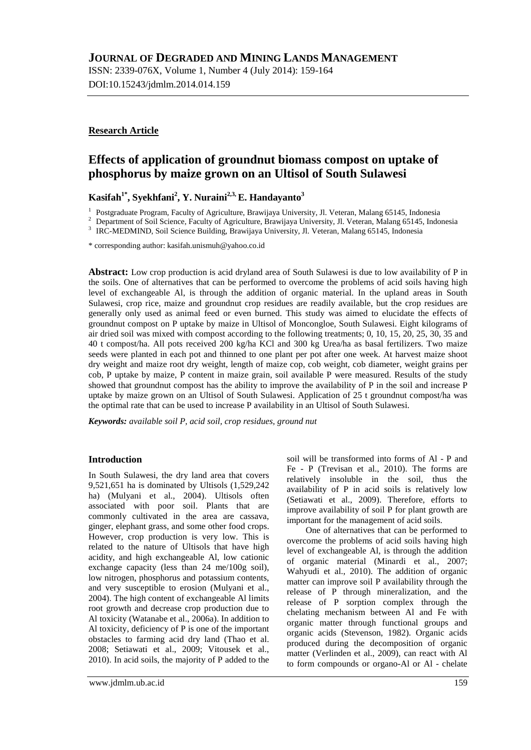**JOURNAL OF DEGRADED AND MINING LANDS MANAGEMENT**

ISSN: 2339-076X, Volume 1, Number 4 (July 2014): 159-164

DOI:10.15243/jdmlm.2014.014.159

**Research Article**

# Effects of application of groundnut biomass compost on uptake of phosphorus by maize grown on an Ultisol of South Sulawesi

**Kasifah[1*], Syekhfani[2], Y. Nuraini[2,3,] E. Handayanto[3]**

[1] Postgraduate Program, Faculty of Agriculture, Brawijaya University, Jl. Veteran, Malang 65145, Indonesia
[2] Department of Soil Science, Faculty of Agriculture, Brawijaya University, Jl. Veteran, Malang 65145, Indonesia
[3] IRC-MEDMIND, Soil Science Building, Brawijaya University, Jl. Veteran, Malang 65145, Indonesia

* corresponding author: kasifah.unismuh@yahoo.co.id

**Abstract:** Low crop production is acid dryland area of South Sulawesi is due to low availability of P in the soils. One of alternatives that can be performed to overcome the problems of acid soils having high level of exchangeable Al, is through the addition of organic material. In the upland areas in South Sulawesi, crop rice, maize and groundnut crop residues are readily available, but the crop residues are generally only used as animal feed or even burned. This study was aimed to elucidate the effects of groundnut compost on P uptake by maize in Ultisol of Moncongloe, South Sulawesi. Eight kilograms of air dried soil was mixed with compost according to the following treatments; 0, 10, 15, 20, 25, 30, 35 and 40 t compost/ha. All pots received 200 kg/ha KCl and 300 kg Urea/ha as basal fertilizers. Two maize seeds were planted in each pot and thinned to one plant per pot after one week. At harvest maize shoot dry weight and maize root dry weight, length of maize cop, cob weight, cob diameter, weight grains per cob, P uptake by maize, P content in maize grain, soil available P were measured. Results of the study showed that groundnut compost has the ability to improve the availability of P in the soil and increase P uptake by maize grown on an Ultisol of South Sulawesi. Application of 25 t groundnut compost/ha was the optimal rate that can be used to increase P availability in an Ultisol of South Sulawesi.

***Keywords:*** *available soil P, acid soil, crop residues, ground nut*

## Introduction

In South Sulawesi, the dry land area that covers 9,521,651 ha is dominated by Ultisols (1,529,242 ha) (Mulyani et al., 2004). Ultisols often associated with poor soil. Plants that are commonly cultivated in the area are cassava, ginger, elephant grass, and some other food crops. However, crop production is very low. This is related to the nature of Ultisols that have high acidity, and high exchangeable Al, low cationic exchange capacity (less than 24 me/100g soil), low nitrogen, phosphorus and potassium contents, and very susceptible to erosion (Mulyani et al., 2004). The high content of exchangeable Al limits root growth and decrease crop production due to Al toxicity (Watanabe et al., 2006a). In addition to Al toxicity, deficiency of P is one of the important obstacles to farming acid dry land (Thao et al. 2008; Setiawati et al., 2009; Vitousek et al., 2010). In acid soils, the majority of P added to the soil will be transformed into forms of Al - P and Fe - P (Trevisan et al., 2010). The forms are relatively insoluble in the soil, thus the availability of P in acid soils is relatively low (Setiawati et al., 2009). Therefore, efforts to improve availability of soil P for plant growth are important for the management of acid soils.

One of alternatives that can be performed to overcome the problems of acid soils having high level of exchangeable Al, is through the addition of organic material (Minardi et al., 2007; Wahyudi et al., 2010). The addition of organic matter can improve soil P availability through the release of P through mineralization, and the release of P sorption complex through the chelating mechanism between Al and Fe with organic matter through functional groups and organic acids (Stevenson, 1982). Organic acids produced during the decomposition of organic matter (Verlinden et al., 2009), can react with Al to form compounds or organo-Al or Al - chelate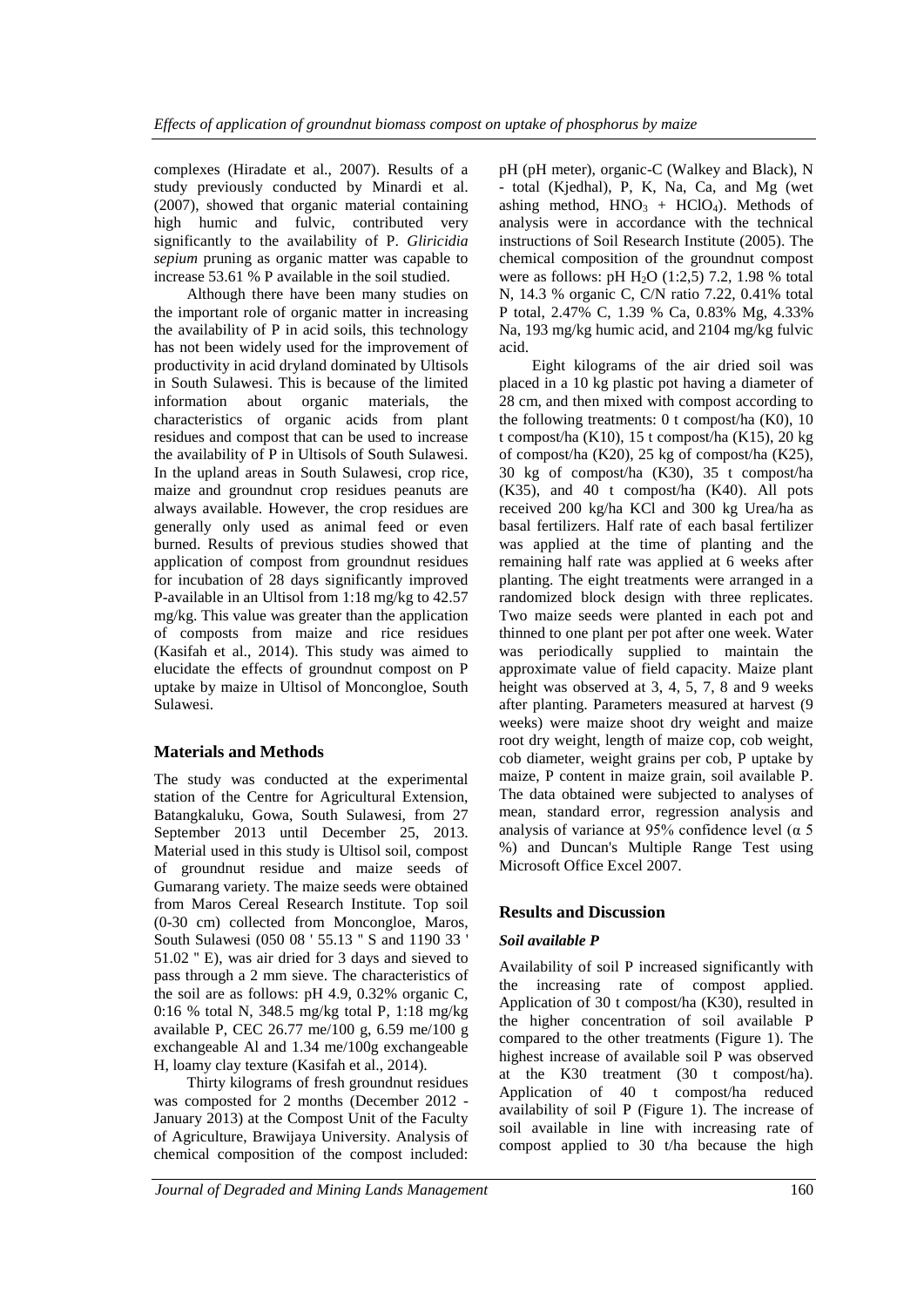complexes (Hiradate et al., 2007). Results of a study previously conducted by Minardi et al. (2007), showed that organic material containing high humic and fulvic, contributed very significantly to the availability of P. *Gliricidia sepium* pruning as organic matter was capable to increase 53.61 % P available in the soil studied.

Although there have been many studies on the important role of organic matter in increasing the availability of P in acid soils, this technology has not been widely used for the improvement of productivity in acid dryland dominated by Ultisols in South Sulawesi. This is because of the limited information about organic materials, the characteristics of organic acids from plant residues and compost that can be used to increase the availability of P in Ultisols of South Sulawesi. In the upland areas in South Sulawesi, crop rice, maize and groundnut crop residues peanuts are always available. However, the crop residues are generally only used as animal feed or even burned. Results of previous studies showed that application of compost from groundnut residues for incubation of 28 days significantly improved P-available in an Ultisol from 1:18 mg/kg to 42.57 mg/kg. This value was greater than the application of composts from maize and rice residues (Kasifah et al., 2014). This study was aimed to elucidate the effects of groundnut compost on P uptake by maize in Ultisol of Moncongloe, South Sulawesi.

## Materials and Methods

The study was conducted at the experimental station of the Centre for Agricultural Extension, Batangkaluku, Gowa, South Sulawesi, from 27 September 2013 until December 25, 2013. Material used in this study is Ultisol soil, compost of groundnut residue and maize seeds of Gumarang variety. The maize seeds were obtained from Maros Cereal Research Institute. Top soil (0-30 cm) collected from Moncongloe, Maros, South Sulawesi (050 08 ' 55.13 " S and 1190 33 ' 51.02 " E), was air dried for 3 days and sieved to pass through a 2 mm sieve. The characteristics of the soil are as follows: pH 4.9, 0.32% organic C, 0:16 % total N, 348.5 mg/kg total P, 1:18 mg/kg available P, CEC 26.77 me/100 g, 6.59 me/100 g exchangeable Al and 1.34 me/100g exchangeable H, loamy clay texture (Kasifah et al., 2014).

Thirty kilograms of fresh groundnut residues was composted for 2 months (December 2012 - January 2013) at the Compost Unit of the Faculty of Agriculture, Brawijaya University. Analysis of chemical composition of the compost included: pH (pH meter), organic-C (Walkey and Black), N - total (Kjedhal), P, K, Na, Ca, and Mg (wet ashing method, $HNO_3$ + $HClO_4$). Methods of analysis were in accordance with the technical instructions of Soil Research Institute (2005). The chemical composition of the groundnut compost were as follows: pH $H_2O$ (1:2,5) 7.2, 1.98 % total N, 14.3 % organic C, C/N ratio 7.22, 0.41% total P total, 2.47% C, 1.39 % Ca, 0.83% Mg, 4.33% Na, 193 mg/kg humic acid, and 2104 mg/kg fulvic acid.

Eight kilograms of the air dried soil was placed in a 10 kg plastic pot having a diameter of 28 cm, and then mixed with compost according to the following treatments: 0 t compost/ha (K0), 10 t compost/ha (K10), 15 t compost/ha (K15), 20 kg of compost/ha (K20), 25 kg of compost/ha (K25), 30 kg of compost/ha (K30), 35 t compost/ha (K35), and 40 t compost/ha (K40). All pots received 200 kg/ha KCl and 300 kg Urea/ha as basal fertilizers. Half rate of each basal fertilizer was applied at the time of planting and the remaining half rate was applied at 6 weeks after planting. The eight treatments were arranged in a randomized block design with three replicates. Two maize seeds were planted in each pot and thinned to one plant per pot after one week. Water was periodically supplied to maintain the approximate value of field capacity. Maize plant height was observed at 3, 4, 5, 7, 8 and 9 weeks after planting. Parameters measured at harvest (9 weeks) were maize shoot dry weight and maize root dry weight, length of maize cop, cob weight, cob diameter, weight grains per cob, P uptake by maize, P content in maize grain, soil available P. The data obtained were subjected to analyses of mean, standard error, regression analysis and analysis of variance at 95% confidence level ($\alpha$ 5 %) and Duncan's Multiple Range Test using Microsoft Office Excel 2007.

## Results and Discussion

### *Soil available P*

Availability of soil P increased significantly with the increasing rate of compost applied. Application of 30 t compost/ha (K30), resulted in the higher concentration of soil available P compared to the other treatments (Figure 1). The highest increase of available soil P was observed at the K30 treatment (30 t compost/ha). Application of 40 t compost/ha reduced availability of soil P (Figure 1). The increase of soil available in line with increasing rate of compost applied to 30 t/ha because the high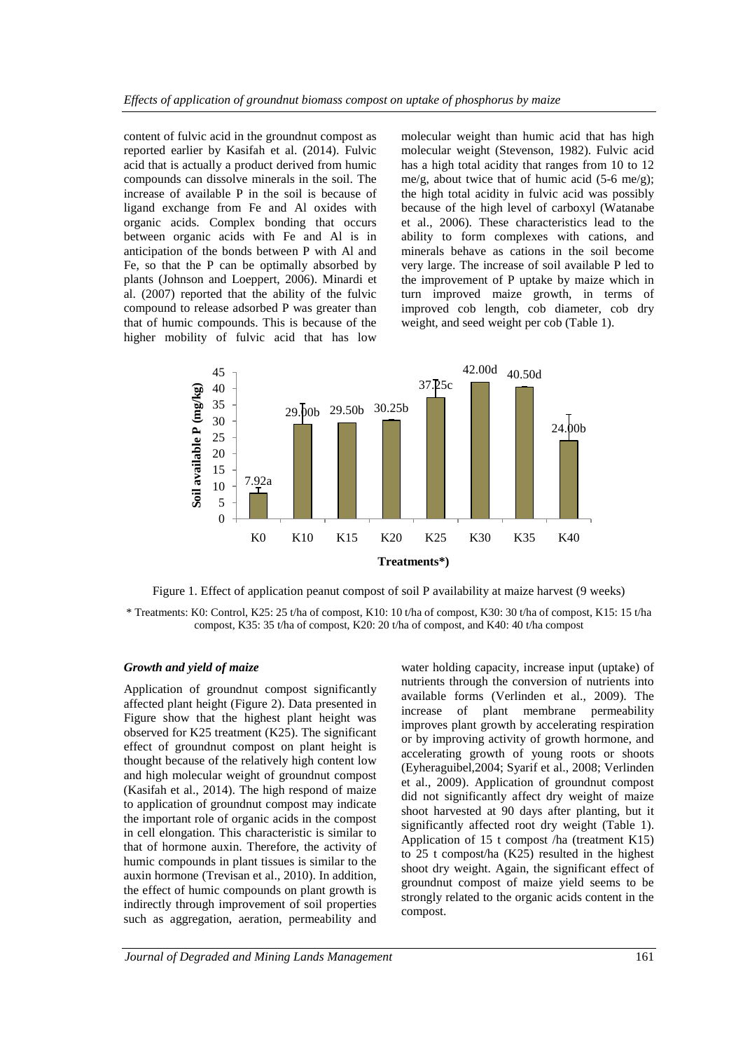content of fulvic acid in the groundnut compost as reported earlier by Kasifah et al. (2014). Fulvic acid that is actually a product derived from humic compounds can dissolve minerals in the soil. The increase of available P in the soil is because of ligand exchange from Fe and Al oxides with organic acids. Complex bonding that occurs between organic acids with Fe and Al is in anticipation of the bonds between P with Al and Fe, so that the P can be optimally absorbed by plants (Johnson and Loeppert, 2006). Minardi et al. (2007) reported that the ability of the fulvic compound to release adsorbed P was greater than that of humic compounds. This is because of the higher mobility of fulvic acid that has low molecular weight than humic acid that has high molecular weight (Stevenson, 1982). Fulvic acid has a high total acidity that ranges from 10 to 12 me/g, about twice that of humic acid (5-6 me/g); the high total acidity in fulvic acid was possibly because of the high level of carboxyl (Watanabe et al., 2006). These characteristics lead to the ability to form complexes with cations, and minerals behave as cations in the soil become very large. The increase of soil available P led to the improvement of P uptake by maize which in turn improved maize growth, in terms of improved cob length, cob diameter, cob dry weight, and seed weight per cob (Table 1).

| Treatments*) | Soil available P (mg/kg) |
|---|---|
| K0 | 7.92a |
| K10 | 29.00b |
| K15 | 29.50b |
| K20 | 30.25b |
| K25 | 37.25c |
| K30 | 42.00d |
| K35 | 40.50d |
| K40 | 24.00b |

Figure 1. Effect of application peanut compost of soil P availability at maize harvest (9 weeks)

\* Treatments: K0: Control, K25: 25 t/ha of compost, K10: 10 t/ha of compost, K30: 30 t/ha of compost, K15: 15 t/ha compost, K35: 35 t/ha of compost, K20: 20 t/ha of compost, and K40: 40 t/ha compost

### *Growth and yield of maize*

Application of groundnut compost significantly affected plant height (Figure 2). Data presented in Figure show that the highest plant height was observed for K25 treatment (K25). The significant effect of groundnut compost on plant height is thought because of the relatively high content low and high molecular weight of groundnut compost (Kasifah et al., 2014). The high respond of maize to application of groundnut compost may indicate the important role of organic acids in the compost in cell elongation. This characteristic is similar to that of hormone auxin. Therefore, the activity of humic compounds in plant tissues is similar to the auxin hormone (Trevisan et al., 2010). In addition, the effect of humic compounds on plant growth is indirectly through improvement of soil properties such as aggregation, aeration, permeability and water holding capacity, increase input (uptake) of nutrients through the conversion of nutrients into available forms (Verlinden et al., 2009). The increase of plant membrane permeability improves plant growth by accelerating respiration or by improving activity of growth hormone, and accelerating growth of young roots or shoots (Eyheraguibel,2004; Syarif et al., 2008; Verlinden et al., 2009). Application of groundnut compost did not significantly affect dry weight of maize shoot harvested at 90 days after planting, but it significantly affected root dry weight (Table 1). Application of 15 t compost /ha (treatment K15) to 25 t compost/ha (K25) resulted in the highest shoot dry weight. Again, the significant effect of groundnut compost of maize yield seems to be strongly related to the organic acids content in the compost.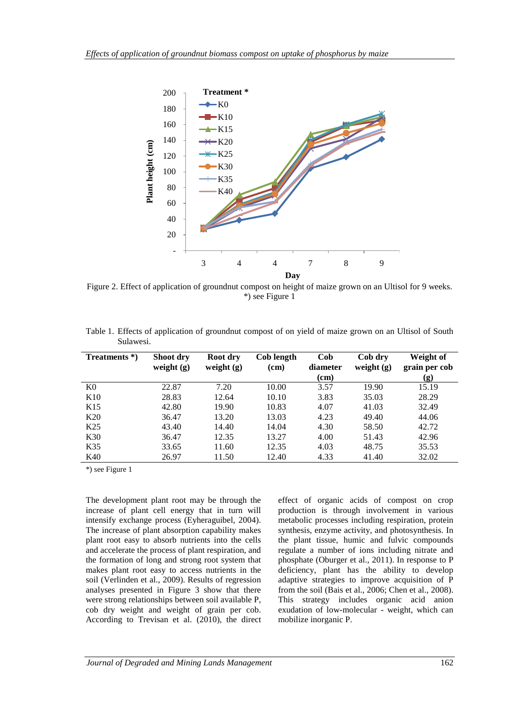Figure 2. Effect of application of groundnut compost on height of maize grown on an Ultisol for 9 weeks. *) see Figure 1

Table 1. Effects of application of groundnut compost of on yield of maize grown on an Ultisol of South Sulawesi.

| Treatments *) | Shoot dry weight (g) | Root dry weight (g) | Cob length (cm) | Cob diameter (cm) | Cob dry weight (g) | Weight of grain per cob (g) |
|---|---|---|---|---|---|---|
| K0 | 22.87 | 7.20 | 10.00 | 3.57 | 19.90 | 15.19 |
| K10 | 28.83 | 12.64 | 10.10 | 3.83 | 35.03 | 28.29 |
| K15 | 42.80 | 19.90 | 10.83 | 4.07 | 41.03 | 32.49 |
| K20 | 36.47 | 13.20 | 13.03 | 4.23 | 49.40 | 44.06 |
| K25 | 43.40 | 14.40 | 14.04 | 4.30 | 58.50 | 42.72 |
| K30 | 36.47 | 12.35 | 13.27 | 4.00 | 51.43 | 42.96 |
| K35 | 33.65 | 11.60 | 12.35 | 4.03 | 48.75 | 35.53 |
| K40 | 26.97 | 11.50 | 12.40 | 4.33 | 41.40 | 32.02 |

*) see Figure 1

The development plant root may be through the increase of plant cell energy that in turn will intensify exchange process (Eyheraguibel, 2004). The increase of plant absorption capability makes plant root easy to absorb nutrients into the cells and accelerate the process of plant respiration, and the formation of long and strong root system that makes plant root easy to access nutrients in the soil (Verlinden et al., 2009). Results of regression analyses presented in Figure 3 show that there were strong relationships between soil available P, cob dry weight and weight of grain per cob. According to Trevisan et al. (2010), the direct effect of organic acids of compost on crop production is through involvement in various metabolic processes including respiration, protein synthesis, enzyme activity, and photosynthesis. In the plant tissue, humic and fulvic compounds regulate a number of ions including nitrate and phosphate (Oburger et al., 2011). In response to P deficiency, plant has the ability to develop adaptive strategies to improve acquisition of P from the soil (Bais et al., 2006; Chen et al., 2008). This strategy includes organic acid anion exudation of low-molecular - weight, which can mobilize inorganic P.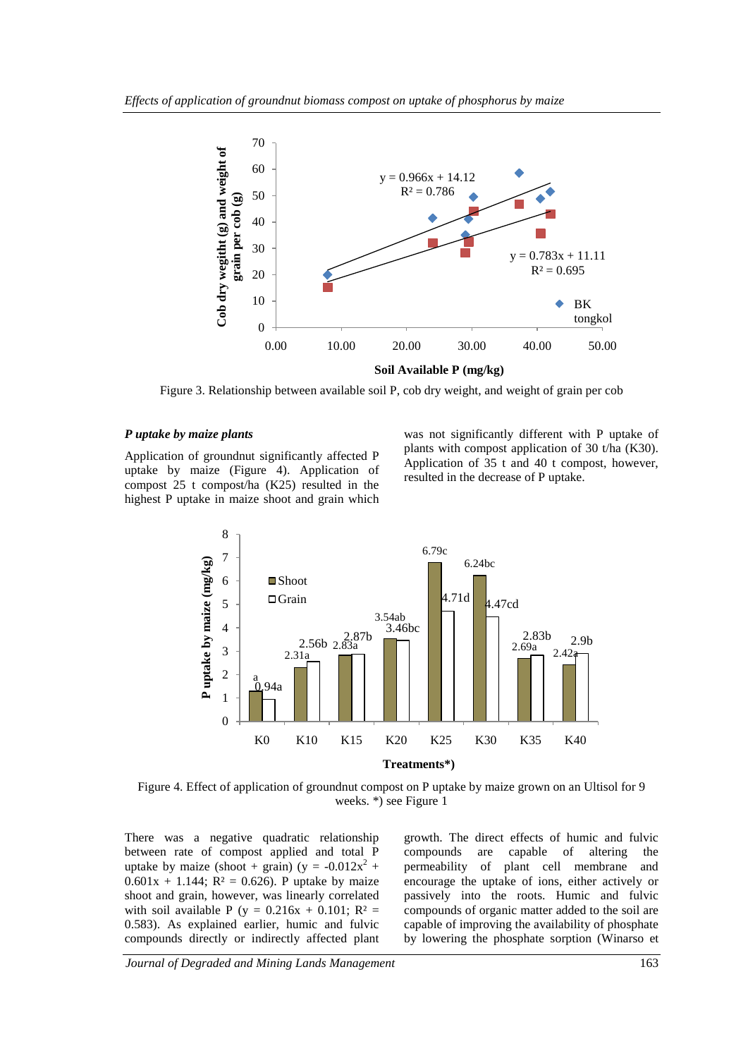Figure 3. Relationship between available soil P, cob dry weight, and weight of grain per cob

### *P uptake by maize plants*

Application of groundnut significantly affected P uptake by maize (Figure 4). Application of compost 25 t compost/ha (K25) resulted in the highest P uptake in maize shoot and grain which was not significantly different with P uptake of plants with compost application of 30 t/ha (K30). Application of 35 t and 40 t compost, however, resulted in the decrease of P uptake.

Figure 4. Effect of application of groundnut compost on P uptake by maize grown on an Ultisol for 9 weeks. *) see Figure 1

There was a negative quadratic relationship between rate of compost applied and total P uptake by maize (shoot + grain) ($y = -0.012x^2 + 0.601x + 1.144$; $R^2 = 0.626$). P uptake by maize shoot and grain, however, was linearly correlated with soil available P ($y = 0.216x + 0.101$; $R^2 = 0.583$). As explained earlier, humic and fulvic compounds directly or indirectly affected plant growth. The direct effects of humic and fulvic compounds are capable of altering the permeability of plant cell membrane and encourage the uptake of ions, either actively or passively into the roots. Humic and fulvic compounds of organic matter added to the soil are capable of improving the availability of phosphate by lowering the phosphate sorption (Winarso et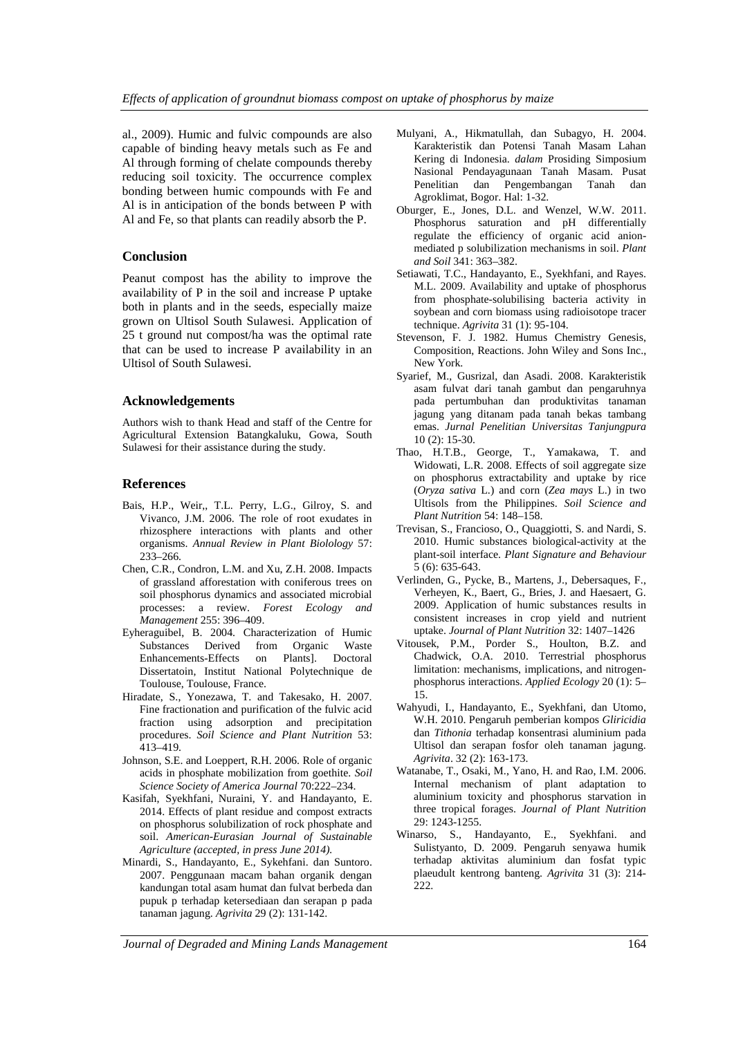al., 2009). Humic and fulvic compounds are also capable of binding heavy metals such as Fe and Al through forming of chelate compounds thereby reducing soil toxicity. The occurrence complex bonding between humic compounds with Fe and Al is in anticipation of the bonds between P with Al and Fe, so that plants can readily absorb the P.

## Conclusion

Peanut compost has the ability to improve the availability of P in the soil and increase P uptake both in plants and in the seeds, especially maize grown on Ultisol South Sulawesi. Application of 25 t ground nut compost/ha was the optimal rate that can be used to increase P availability in an Ultisol of South Sulawesi.

## Acknowledgements

Authors wish to thank Head and staff of the Centre for Agricultural Extension Batangkaluku, Gowa, South Sulawesi for their assistance during the study.

## References

Bais, H.P., Weir,, T.L. Perry, L.G., Gilroy, S. and Vivanco, J.M. 2006. The role of root exudates in rhizosphere interactions with plants and other organisms. *Annual Review in Plant Biolology* 57: 233–266.

Chen, C.R., Condron, L.M. and Xu, Z.H. 2008. Impacts of grassland afforestation with coniferous trees on soil phosphorus dynamics and associated microbial processes: a review. *Forest Ecology and Management* 255: 396–409.

Eyheraguibel, B. 2004. Characterization of Humic Substances Derived from Organic Waste Enhancements-Effects on Plants]. Doctoral Dissertatoin, Institut National Polytechnique de Toulouse, Toulouse, France.

Hiradate, S., Yonezawa, T. and Takesako, H. 2007. Fine fractionation and purification of the fulvic acid fraction using adsorption and precipitation procedures. *Soil Science and Plant Nutrition* 53: 413–419.

Johnson, S.E. and Loeppert, R.H. 2006. Role of organic acids in phosphate mobilization from goethite. *Soil Science Society of America Journal* 70:222–234.

Kasifah, Syekhfani, Nuraini, Y. and Handayanto, E. 2014. Effects of plant residue and compost extracts on phosphorus solubilization of rock phosphate and soil. *American-Eurasian Journal of Sustainable Agriculture (accepted, in press June 2014).*

Minardi, S., Handayanto, E., Sykehfani. dan Suntoro. 2007. Penggunaan macam bahan organik dengan kandungan total asam humat dan fulvat berbeda dan pupuk p terhadap ketersediaan dan serapan p pada tanaman jagung. *Agrivita* 29 (2): 131-142.

Mulyani, A., Hikmatullah, dan Subagyo, H. 2004. Karakteristik dan Potensi Tanah Masam Lahan Kering di Indonesia. *dalam* Prosiding Simposium Nasional Pendayagunaan Tanah Masam. Pusat Penelitian dan Pengembangan Tanah dan Agroklimat, Bogor. Hal: 1-32.

Oburger, E., Jones, D.L. and Wenzel, W.W. 2011. Phosphorus saturation and pH differentially regulate the efficiency of organic acid anion-mediated p solubilization mechanisms in soil. *Plant and Soil* 341: 363–382.

Setiawati, T.C., Handayanto, E., Syekhfani, and Rayes. M.L. 2009. Availability and uptake of phosphorus from phosphate-solubilising bacteria activity in soybean and corn biomass using radioisotope tracer technique. *Agrivita* 31 (1): 95-104.

Stevenson, F. J. 1982. Humus Chemistry Genesis, Composition, Reactions. John Wiley and Sons Inc., New York.

Syarief, M., Gusrizal, dan Asadi. 2008. Karakteristik asam fulvat dari tanah gambut dan pengaruhnya pada pertumbuhan dan produktivitas tanaman jagung yang ditanam pada tanah bekas tambang emas. *Jurnal Penelitian Universitas Tanjungpura* 10 (2): 15-30.

Thao, H.T.B., George, T., Yamakawa, T. and Widowati, L.R. 2008. Effects of soil aggregate size on phosphorus extractability and uptake by rice (*Oryza sativa* L.) and corn (*Zea mays* L.) in two Ultisols from the Philippines. *Soil Science and Plant Nutrition* 54: 148–158.

Trevisan, S., Francioso, O., Quaggiotti, S. and Nardi, S. 2010. Humic substances biological-activity at the plant-soil interface. *Plant Signature and Behaviour* 5 (6): 635-643.

Verlinden, G., Pycke, B., Martens, J., Debersaques, F., Verheyen, K., Baert, G., Bries, J. and Haesaert, G. 2009. Application of humic substances results in consistent increases in crop yield and nutrient uptake. *Journal of Plant Nutrition* 32: 1407–1426

Vitousek, P.M., Porder S., Houlton, B.Z. and Chadwick, O.A. 2010. Terrestrial phosphorus limitation: mechanisms, implications, and nitrogen-phosphorus interactions. *Applied Ecology* 20 (1): 5–15.

Wahyudi, I., Handayanto, E., Syekhfani, dan Utomo, W.H. 2010. Pengaruh pemberian kompos *Gliricidia* dan *Tithonia* terhadap konsentrasi aluminium pada Ultisol dan serapan fosfor oleh tanaman jagung. *Agrivita*. 32 (2): 163-173.

Watanabe, T., Osaki, M., Yano, H. and Rao, I.M. 2006. Internal mechanism of plant adaptation to aluminium toxicity and phosphorus starvation in three tropical forages. *Journal of Plant Nutrition* 29: 1243-1255.

Winarso, S., Handayanto, E., Syekhfani. and Sulistyanto, D. 2009. Pengaruh senyawa humik terhadap aktivitas aluminium dan fosfat typic plaeudult kentrong banteng. *Agrivita* 31 (3): 214-222.